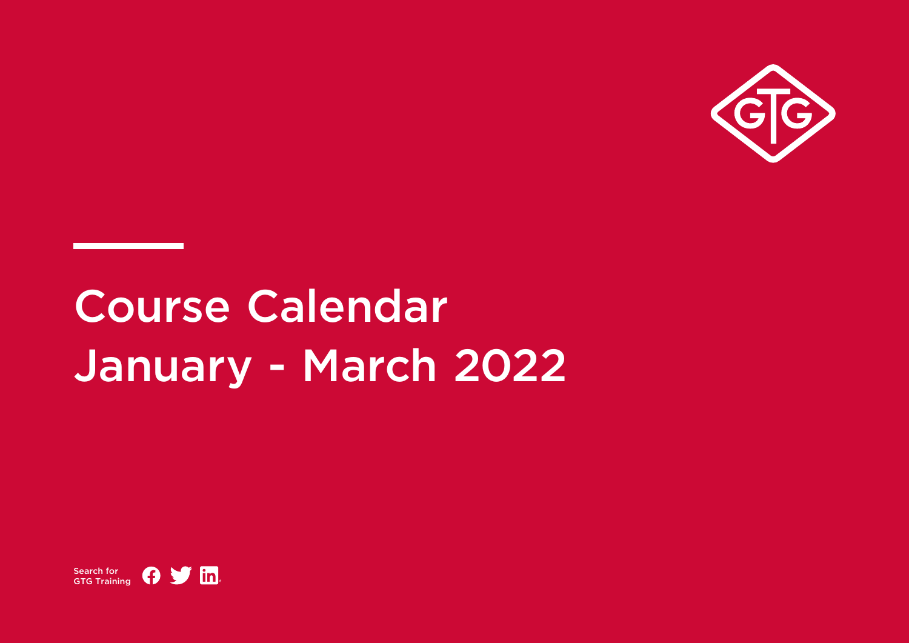# Course Calendar January - March 2022

Search for GTG Training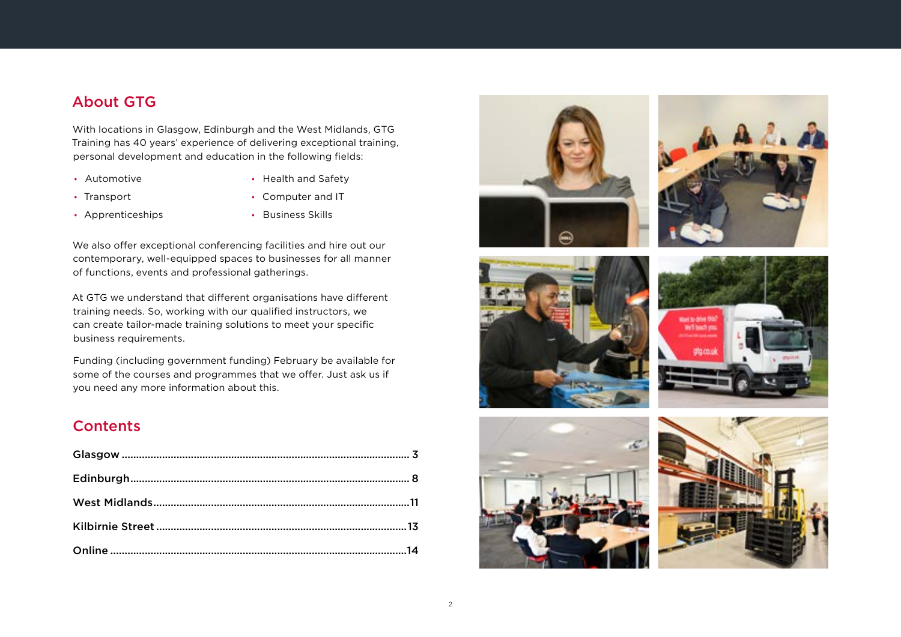## About GTG

With locations in Glasgow, Edinburgh and the West Midlands, GTG Training has 40 years' experience of delivering exceptional training, personal development and education in the following fields:

- Automotive
- Transport
- Apprenticeships
- Health and Safety
- Computer and IT
- Business Skills

We also offer exceptional conferencing facilities and hire out our contemporary, well-equipped spaces to businesses for all manner of functions, events and professional gatherings.

At GTG we understand that different organisations have different training needs. So, working with our qualified instructors, we can create tailor-made training solutions to meet your specific business requirements.

Funding (including government funding) February be available for some of the courses and programmes that we offer. Just ask us if you need any more information about this.

## Contents

Glasgow .................... 3

Edinburgh .................... 8

West Midlands .................... 11

Kilbirnie Street .................... 13

Online .................... 14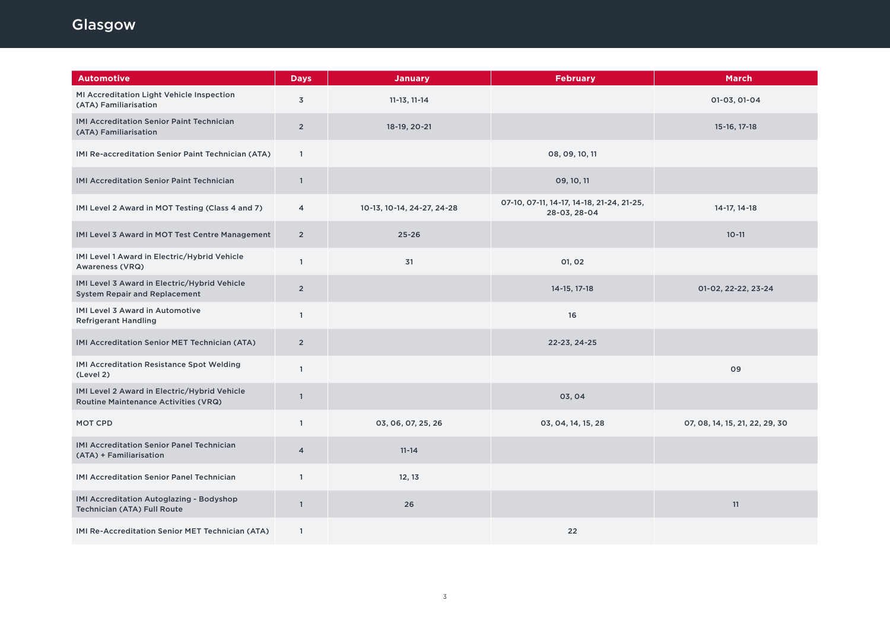# Glasgow

| Automotive | Days | January | February | March |
|---|---|---|---|---|
| MI Accreditation Light Vehicle Inspection (ATA) Familiarisation | 3 | 11-13, 11-14 | | 01-03, 01-04 |
| IMI Accreditation Senior Paint Technician (ATA) Familiarisation | 2 | 18-19, 20-21 | | 15-16, 17-18 |
| IMI Re-accreditation Senior Paint Technician (ATA) | 1 | | 08, 09, 10, 11 | |
| IMI Accreditation Senior Paint Technician | 1 | | 09, 10, 11 | |
| IMI Level 2 Award in MOT Testing (Class 4 and 7) | 4 | 10-13, 10-14, 24-27, 24-28 | 07-10, 07-11, 14-17, 14-18, 21-24, 21-25, 28-03, 28-04 | 14-17, 14-18 |
| IMI Level 3 Award in MOT Test Centre Management | 2 | 25-26 | | 10-11 |
| IMI Level 1 Award in Electric/Hybrid Vehicle Awareness (VRQ) | 1 | 31 | 01, 02 | |
| IMI Level 3 Award in Electric/Hybrid Vehicle System Repair and Replacement | 2 | | 14-15, 17-18 | 01-02, 22-22, 23-24 |
| IMI Level 3 Award in Automotive Refrigerant Handling | 1 | | 16 | |
| IMI Accreditation Senior MET Technician (ATA) | 2 | | 22-23, 24-25 | |
| IMI Accreditation Resistance Spot Welding (Level 2) | 1 | | | 09 |
| IMI Level 2 Award in Electric/Hybrid Vehicle Routine Maintenance Activities (VRQ) | 1 | | 03, 04 | |
| MOT CPD | 1 | 03, 06, 07, 25, 26 | 03, 04, 14, 15, 28 | 07, 08, 14, 15, 21, 22, 29, 30 |
| IMI Accreditation Senior Panel Technician (ATA) + Familiarisation | 4 | 11-14 | | |
| IMI Accreditation Senior Panel Technician | 1 | 12, 13 | | |
| IMI Accreditation Autoglazing - Bodyshop Technician (ATA) Full Route | 1 | 26 | | 11 |
| IMI Re-Accreditation Senior MET Technician (ATA) | 1 | | 22 | |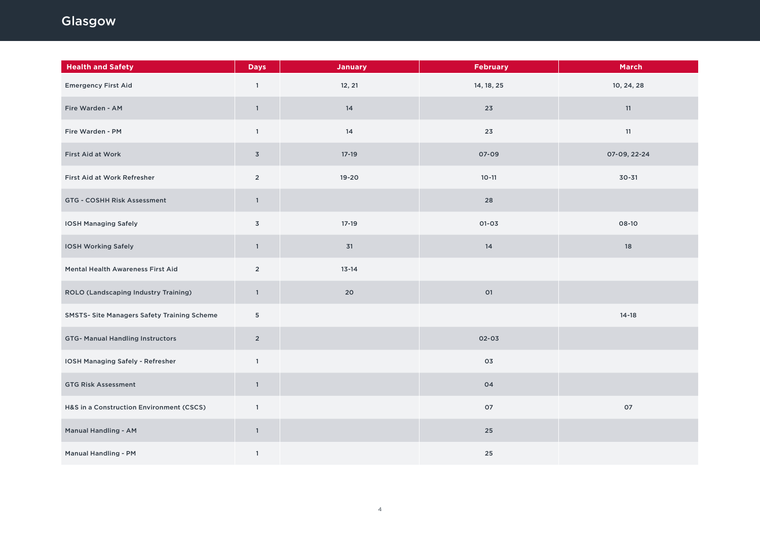# Glasgow

| Health and Safety | Days | January | February | March |
| --- | --- | --- | --- | --- |
| Emergency First Aid | 1 | 12, 21 | 14, 18, 25 | 10, 24, 28 |
| Fire Warden - AM | 1 | 14 | 23 | 11 |
| Fire Warden - PM | 1 | 14 | 23 | 11 |
| First Aid at Work | 3 | 17-19 | 07-09 | 07-09, 22-24 |
| First Aid at Work Refresher | 2 | 19-20 | 10-11 | 30-31 |
| GTG - COSHH Risk Assessment | 1 | | 28 | |
| IOSH Managing Safely | 3 | 17-19 | 01-03 | 08-10 |
| IOSH Working Safely | 1 | 31 | 14 | 18 |
| Mental Health Awareness First Aid | 2 | 13-14 | | |
| ROLO (Landscaping Industry Training) | 1 | 20 | 01 | |
| SMSTS- Site Managers Safety Training Scheme | 5 | | | 14-18 |
| GTG- Manual Handling Instructors | 2 | | 02-03 | |
| IOSH Managing Safely - Refresher | 1 | | 03 | |
| GTG Risk Assessment | 1 | | 04 | |
| H&S in a Construction Environment (CSCS) | 1 | | 07 | 07 |
| Manual Handling - AM | 1 | | 25 | |
| Manual Handling - PM | 1 | | 25 | |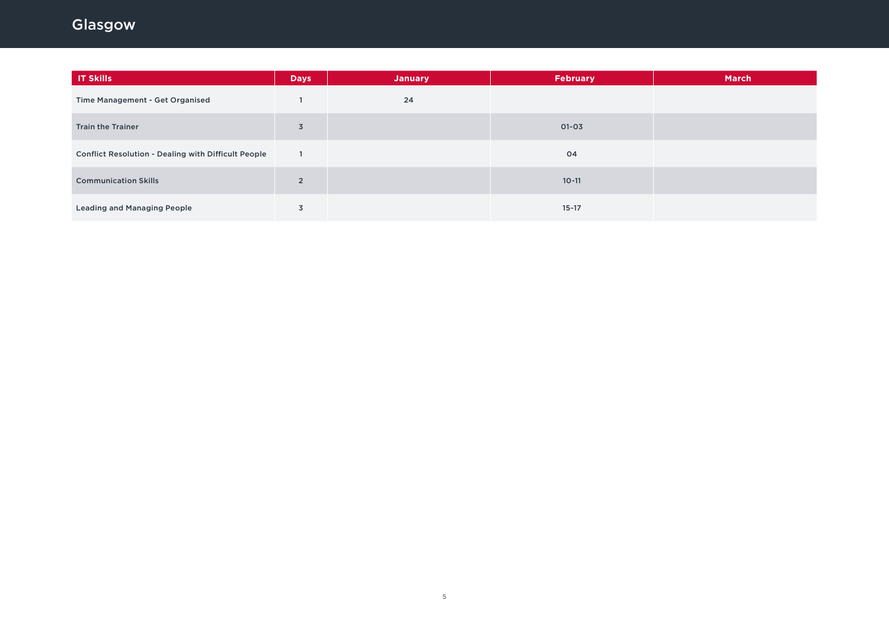# Glasgow

| IT Skills | Days | January | February | March |
|---|---|---|---|---|
| Time Management - Get Organised | 1 | 24 | | |
| Train the Trainer | 3 | | 01-03 | |
| Conflict Resolution - Dealing with Difficult People | 1 | | 04 | |
| Communication Skills | 2 | | 10-11 | |
| Leading and Managing People | 3 | | 15-17 | |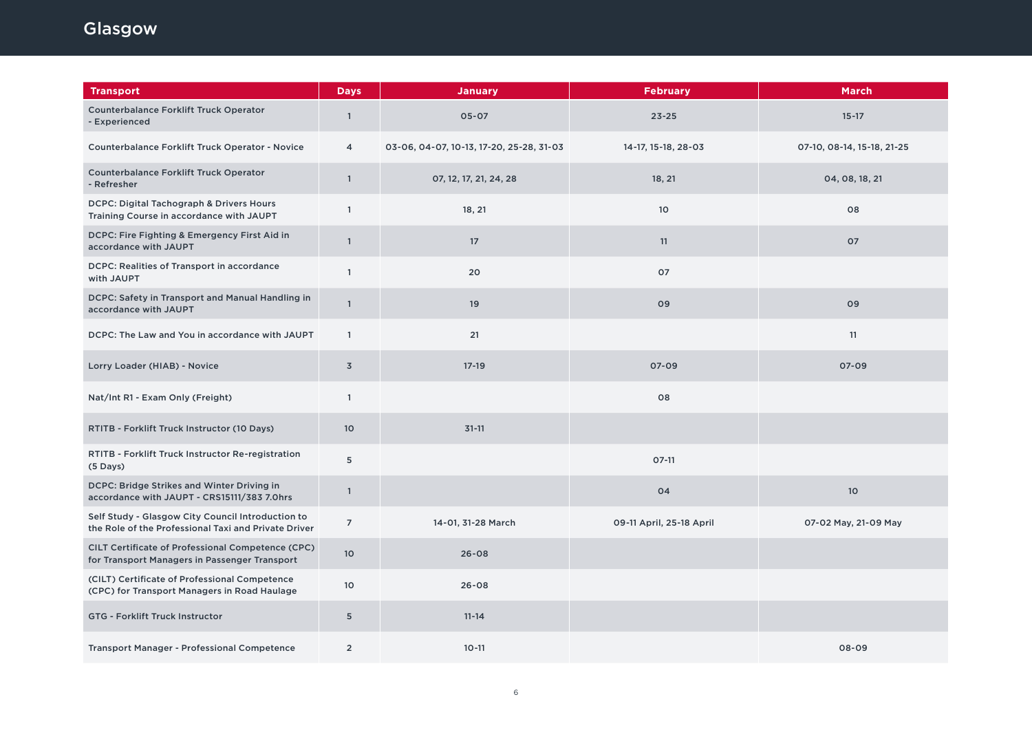# Glasgow

| Transport | Days | January | February | March |
|---|---|---|---|---|
| Counterbalance Forklift Truck Operator - Experienced | 1 | 05-07 | 23-25 | 15-17 |
| Counterbalance Forklift Truck Operator - Novice | 4 | 03-06, 04-07, 10-13, 17-20, 25-28, 31-03 | 14-17, 15-18, 28-03 | 07-10, 08-14, 15-18, 21-25 |
| Counterbalance Forklift Truck Operator - Refresher | 1 | 07, 12, 17, 21, 24, 28 | 18, 21 | 04, 08, 18, 21 |
| DCPC: Digital Tachograph & Drivers Hours Training Course in accordance with JAUPT | 1 | 18, 21 | 10 | 08 |
| DCPC: Fire Fighting & Emergency First Aid in accordance with JAUPT | 1 | 17 | 11 | 07 |
| DCPC: Realities of Transport in accordance with JAUPT | 1 | 20 | 07 | |
| DCPC: Safety in Transport and Manual Handling in accordance with JAUPT | 1 | 19 | 09 | 09 |
| DCPC: The Law and You in accordance with JAUPT | 1 | 21 | | 11 |
| Lorry Loader (HIAB) - Novice | 3 | 17-19 | 07-09 | 07-09 |
| Nat/Int R1 - Exam Only (Freight) | 1 | | 08 | |
| RTITB - Forklift Truck Instructor (10 Days) | 10 | 31-11 | | |
| RTITB - Forklift Truck Instructor Re-registration (5 Days) | 5 | | 07-11 | |
| DCPC: Bridge Strikes and Winter Driving in accordance with JAUPT - CRS15111/383 7.0hrs | 1 | | 04 | 10 |
| Self Study - Glasgow City Council Introduction to the Role of the Professional Taxi and Private Driver | 7 | 14-01, 31-28 March | 09-11 April, 25-18 April | 07-02 May, 21-09 May |
| CILT Certificate of Professional Competence (CPC) for Transport Managers in Passenger Transport | 10 | 26-08 | | |
| (CILT) Certificate of Professional Competence (CPC) for Transport Managers in Road Haulage | 10 | 26-08 | | |
| GTG - Forklift Truck Instructor | 5 | 11-14 | | |
| Transport Manager - Professional Competence | 2 | 10-11 | | 08-09 |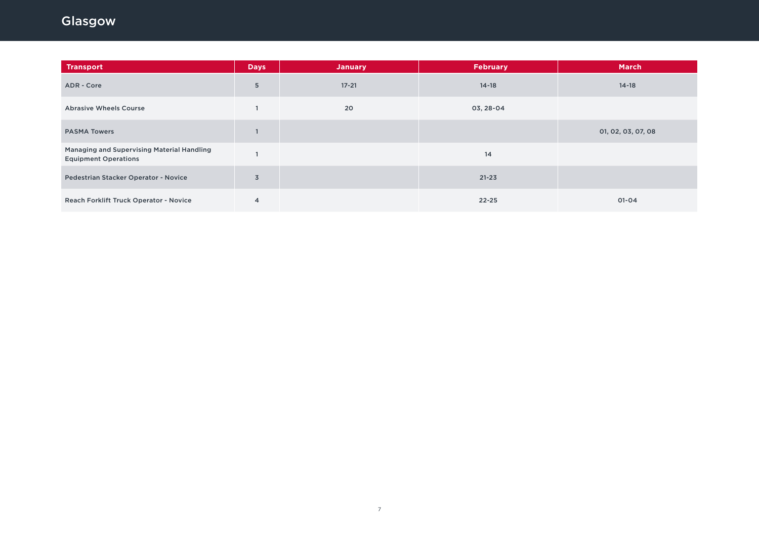# Glasgow

| Transport | Days | January | February | March |
|---|---|---|---|---|
| ADR - Core | 5 | 17-21 | 14-18 | 14-18 |
| Abrasive Wheels Course | 1 | 20 | 03, 28-04 | |
| PASMA Towers | 1 | | | 01, 02, 03, 07, 08 |
| Managing and Supervising Material Handling Equipment Operations | 1 | | 14 | |
| Pedestrian Stacker Operator - Novice | 3 | | 21-23 | |
| Reach Forklift Truck Operator - Novice | 4 | | 22-25 | 01-04 |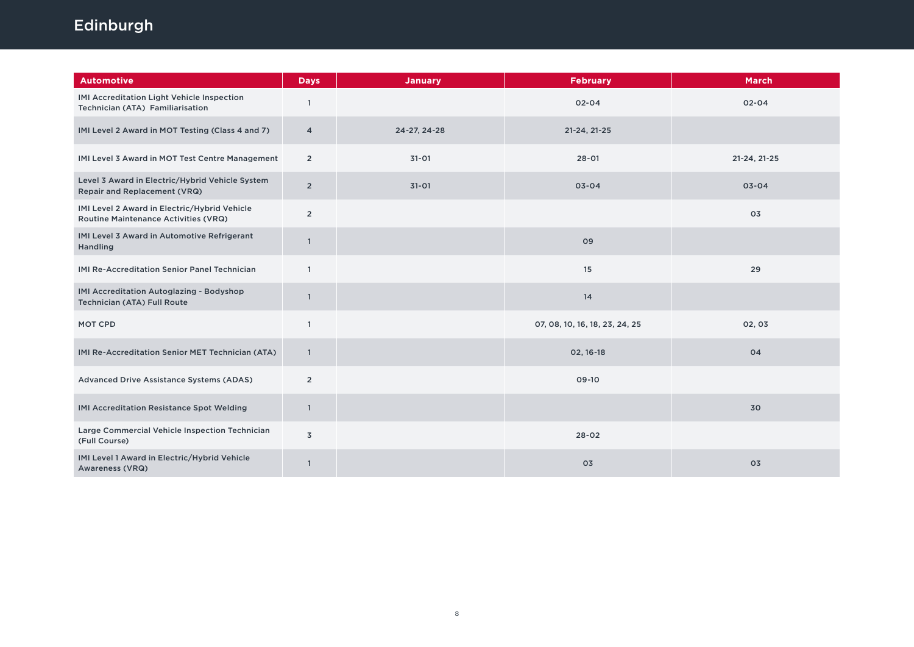# Edinburgh

| Automotive | Days | January | February | March |
|---|---|---|---|---|
| IMI Accreditation Light Vehicle Inspection Technician (ATA) Familiarisation | 1 | | 02-04 | 02-04 |
| IMI Level 2 Award in MOT Testing (Class 4 and 7) | 4 | 24-27, 24-28 | 21-24, 21-25 | |
| IMI Level 3 Award in MOT Test Centre Management | 2 | 31-01 | 28-01 | 21-24, 21-25 |
| Level 3 Award in Electric/Hybrid Vehicle System Repair and Replacement (VRQ) | 2 | 31-01 | 03-04 | 03-04 |
| IMI Level 2 Award in Electric/Hybrid Vehicle Routine Maintenance Activities (VRQ) | 2 | | | 03 |
| IMI Level 3 Award in Automotive Refrigerant Handling | 1 | | 09 | |
| IMI Re-Accreditation Senior Panel Technician | 1 | | 15 | 29 |
| IMI Accreditation Autoglazing - Bodyshop Technician (ATA) Full Route | 1 | | 14 | |
| MOT CPD | 1 | | 07, 08, 10, 16, 18, 23, 24, 25 | 02, 03 |
| IMI Re-Accreditation Senior MET Technician (ATA) | 1 | | 02, 16-18 | 04 |
| Advanced Drive Assistance Systems (ADAS) | 2 | | 09-10 | |
| IMI Accreditation Resistance Spot Welding | 1 | | | 30 |
| Large Commercial Vehicle Inspection Technician (Full Course) | 3 | | 28-02 | |
| IMI Level 1 Award in Electric/Hybrid Vehicle Awareness (VRQ) | 1 | | 03 | 03 |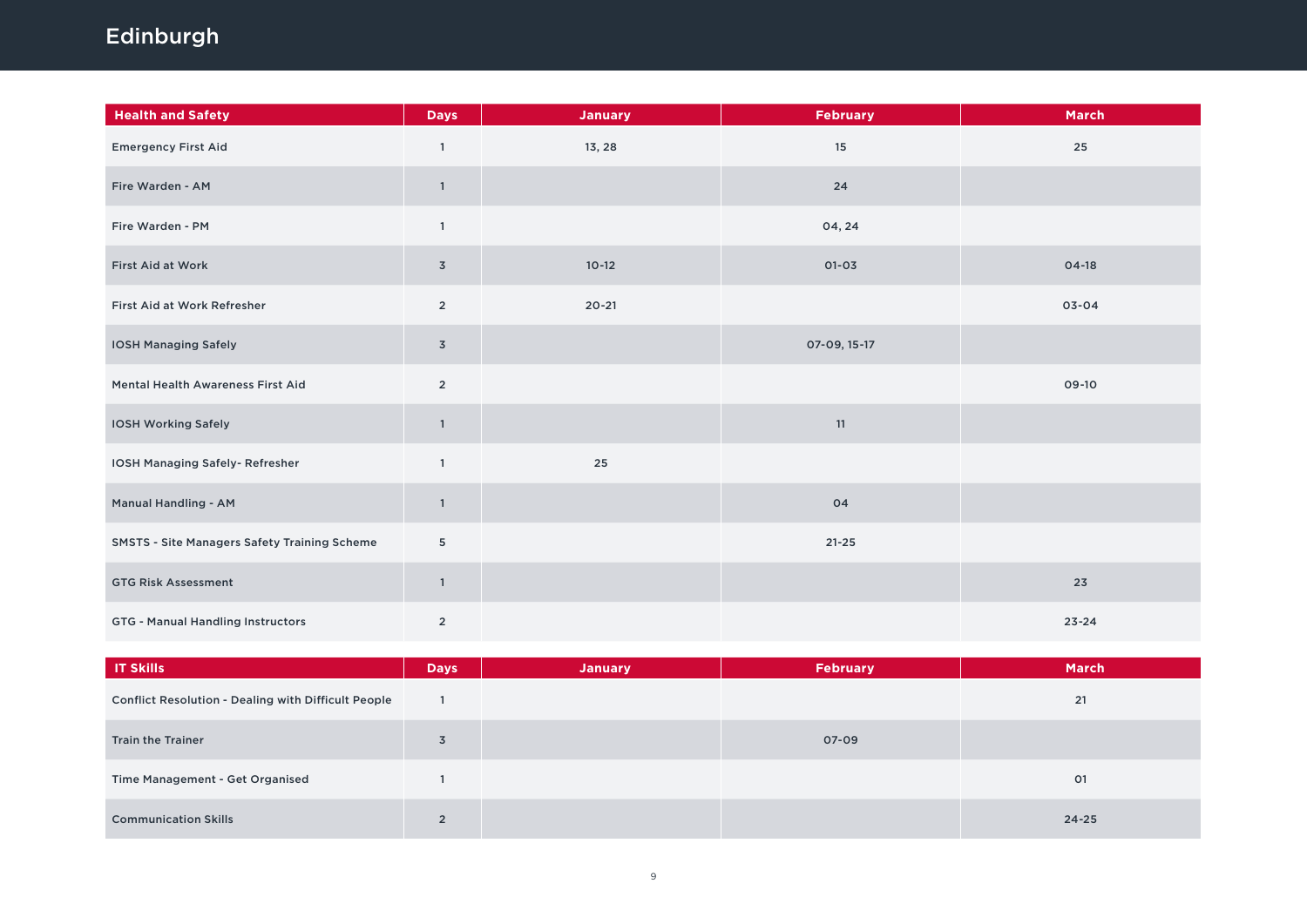# Edinburgh

| Health and Safety | Days | January | February | March |
|---|---|---|---|---|
| Emergency First Aid | 1 | 13, 28 | 15 | 25 |
| Fire Warden - AM | 1 | | 24 | |
| Fire Warden - PM | 1 | | 04, 24 | |
| First Aid at Work | 3 | 10-12 | 01-03 | 04-18 |
| First Aid at Work Refresher | 2 | 20-21 | | 03-04 |
| IOSH Managing Safely | 3 | | 07-09, 15-17 | |
| Mental Health Awareness First Aid | 2 | | | 09-10 |
| IOSH Working Safely | 1 | | 11 | |
| IOSH Managing Safely- Refresher | 1 | 25 | | |
| Manual Handling - AM | 1 | | 04 | |
| SMSTS - Site Managers Safety Training Scheme | 5 | | 21-25 | |
| GTG Risk Assessment | 1 | | | 23 |
| GTG - Manual Handling Instructors | 2 | | | 23-24 |

| IT Skills | Days | January | February | March |
|---|---|---|---|---|
| Conflict Resolution - Dealing with Difficult People | 1 | | | 21 |
| Train the Trainer | 3 | | 07-09 | |
| Time Management - Get Organised | 1 | | | 01 |
| Communication Skills | 2 | | | 24-25 |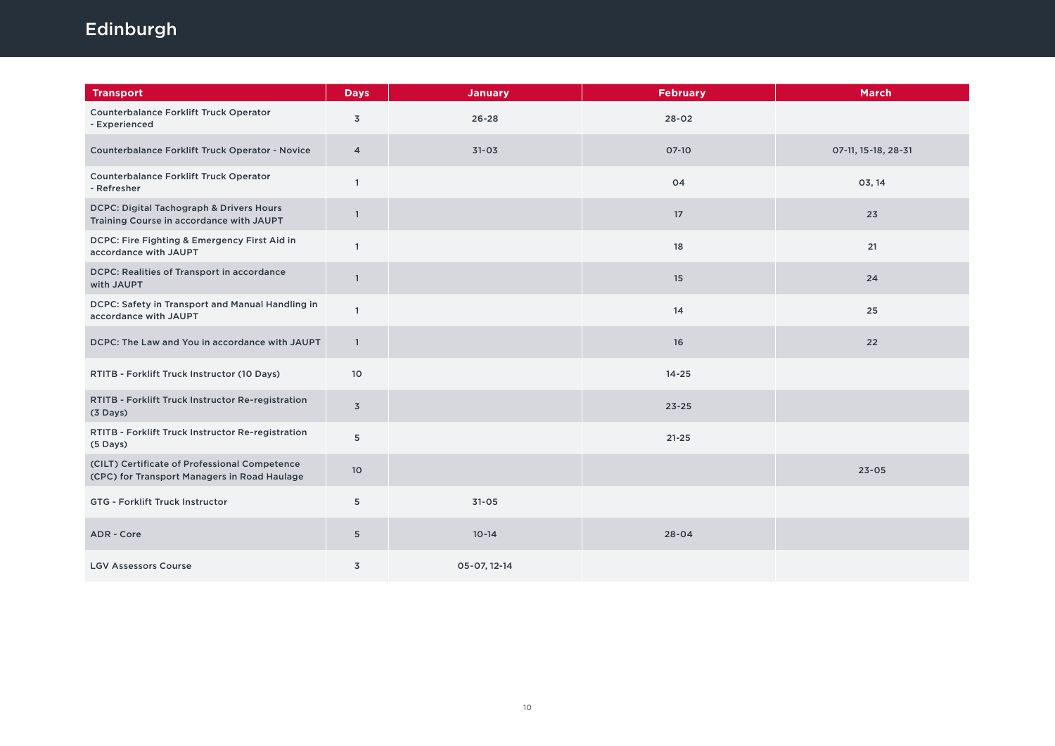# Edinburgh

| Transport | Days | January | February | March |
|---|---|---|---|---|
| Counterbalance Forklift Truck Operator - Experienced | 3 | 26-28 | 28-02 | |
| Counterbalance Forklift Truck Operator - Novice | 4 | 31-03 | 07-10 | 07-11, 15-18, 28-31 |
| Counterbalance Forklift Truck Operator - Refresher | 1 | | 04 | 03, 14 |
| DCPC: Digital Tachograph & Drivers Hours Training Course in accordance with JAUPT | 1 | | 17 | 23 |
| DCPC: Fire Fighting & Emergency First Aid in accordance with JAUPT | 1 | | 18 | 21 |
| DCPC: Realities of Transport in accordance with JAUPT | 1 | | 15 | 24 |
| DCPC: Safety in Transport and Manual Handling in accordance with JAUPT | 1 | | 14 | 25 |
| DCPC: The Law and You in accordance with JAUPT | 1 | | 16 | 22 |
| RTITB - Forklift Truck Instructor (10 Days) | 10 | | 14-25 | |
| RTITB - Forklift Truck Instructor Re-registration (3 Days) | 3 | | 23-25 | |
| RTITB - Forklift Truck Instructor Re-registration (5 Days) | 5 | | 21-25 | |
| (CILT) Certificate of Professional Competence (CPC) for Transport Managers in Road Haulage | 10 | | | 23-05 |
| GTG - Forklift Truck Instructor | 5 | 31-05 | | |
| ADR - Core | 5 | 10-14 | 28-04 | |
| LGV Assessors Course | 3 | 05-07, 12-14 | | |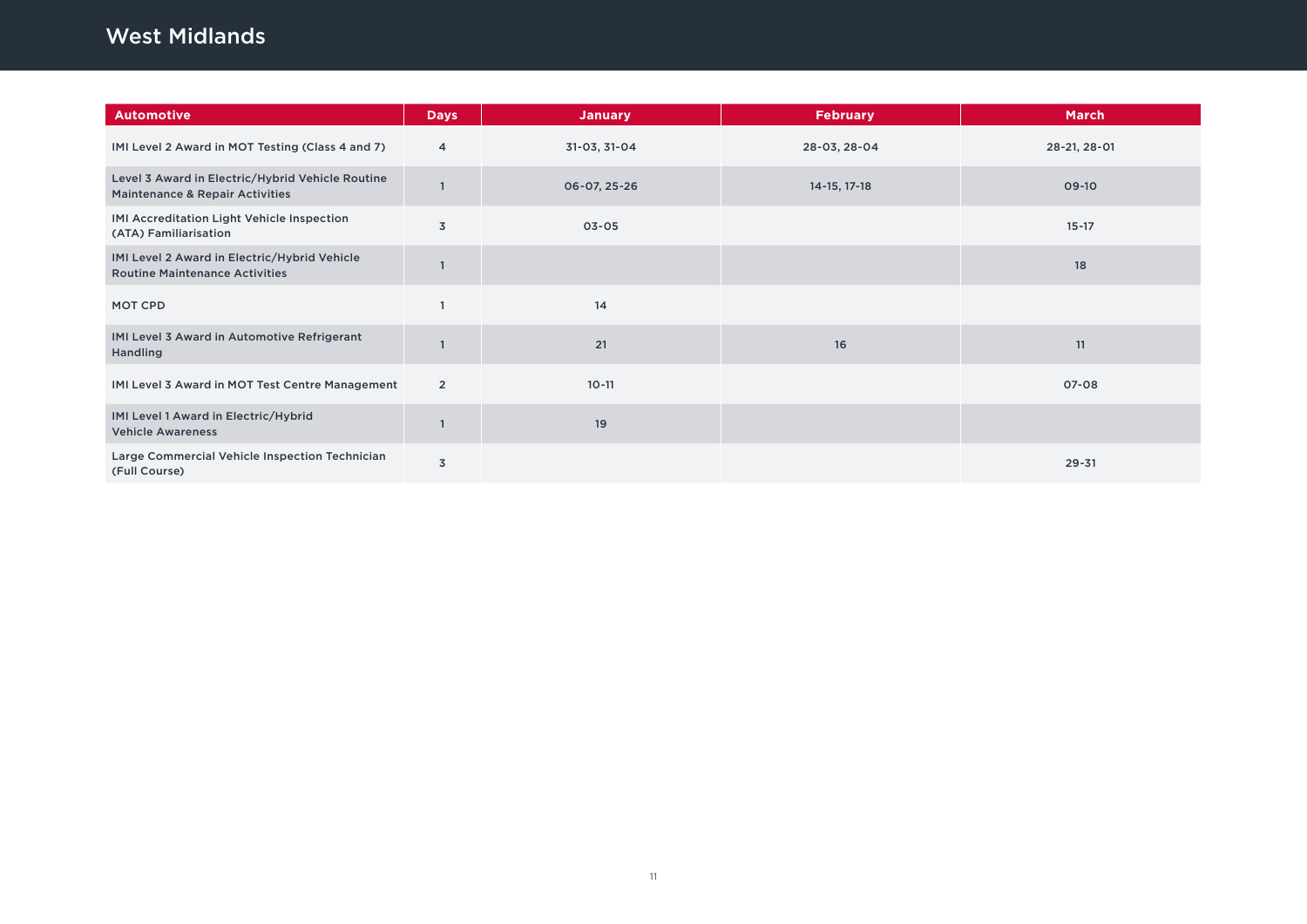# West Midlands

| Automotive | Days | January | February | March |
| --- | --- | --- | --- | --- |
| IMI Level 2 Award in MOT Testing (Class 4 and 7) | 4 | 31-03, 31-04 | 28-03, 28-04 | 28-21, 28-01 |
| Level 3 Award in Electric/Hybrid Vehicle Routine Maintenance & Repair Activities | 1 | 06-07, 25-26 | 14-15, 17-18 | 09-10 |
| IMI Accreditation Light Vehicle Inspection (ATA) Familiarisation | 3 | 03-05 | | 15-17 |
| IMI Level 2 Award in Electric/Hybrid Vehicle Routine Maintenance Activities | 1 | | | 18 |
| MOT CPD | 1 | 14 | | |
| IMI Level 3 Award in Automotive Refrigerant Handling | 1 | 21 | 16 | 11 |
| IMI Level 3 Award in MOT Test Centre Management | 2 | 10-11 | | 07-08 |
| IMI Level 1 Award in Electric/Hybrid Vehicle Awareness | 1 | 19 | | |
| Large Commercial Vehicle Inspection Technician (Full Course) | 3 | | | 29-31 |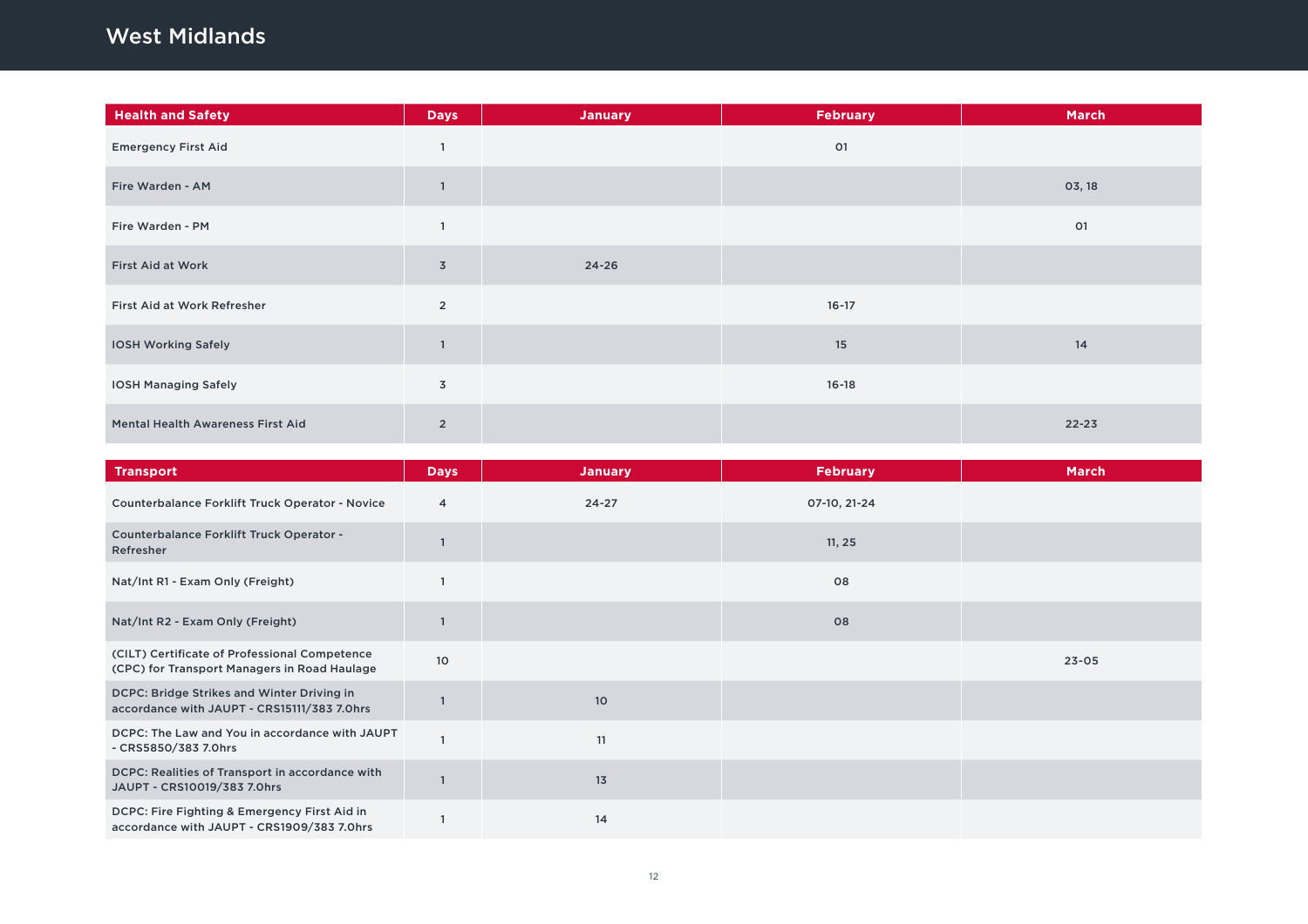# West Midlands

| Health and Safety | Days | January | February | March |
|---|---|---|---|---|
| Emergency First Aid | 1 | | 01 | |
| Fire Warden - AM | 1 | | | 03, 18 |
| Fire Warden - PM | 1 | | | 01 |
| First Aid at Work | 3 | 24-26 | | |
| First Aid at Work Refresher | 2 | | 16-17 | |
| IOSH Working Safely | 1 | | 15 | 14 |
| IOSH Managing Safely | 3 | | 16-18 | |
| Mental Health Awareness First Aid | 2 | | | 22-23 |

| Transport | Days | January | February | March |
|---|---|---|---|---|
| Counterbalance Forklift Truck Operator - Novice | 4 | 24-27 | 07-10, 21-24 | |
| Counterbalance Forklift Truck Operator - Refresher | 1 | | 11, 25 | |
| Nat/Int R1 - Exam Only (Freight) | 1 | | 08 | |
| Nat/Int R2 - Exam Only (Freight) | 1 | | 08 | |
| (CILT) Certificate of Professional Competence (CPC) for Transport Managers in Road Haulage | 10 | | | 23-05 |
| DCPC: Bridge Strikes and Winter Driving in accordance with JAUPT - CRS15111/383 7.0hrs | 1 | 10 | | |
| DCPC: The Law and You in accordance with JAUPT - CRS5850/383 7.0hrs | 1 | 11 | | |
| DCPC: Realities of Transport in accordance with JAUPT - CRS10019/383 7.0hrs | 1 | 13 | | |
| DCPC: Fire Fighting & Emergency First Aid in accordance with JAUPT - CRS1909/383 7.0hrs | 1 | 14 | | |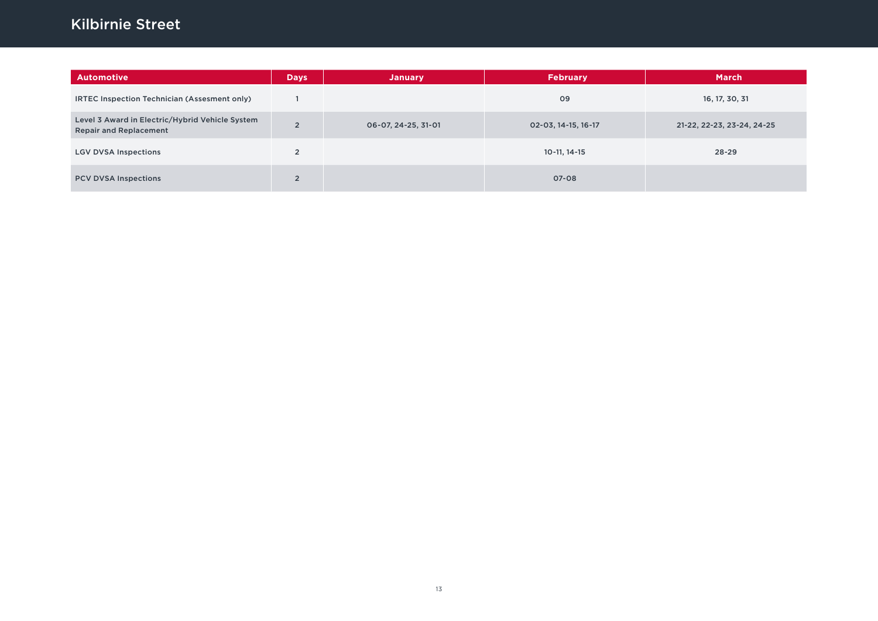# Kilbirnie Street

| Automotive | Days | January | February | March |
| --- | --- | --- | --- | --- |
| IRTEC Inspection Technician (Assesment only) | 1 | | 09 | 16, 17, 30, 31 |
| Level 3 Award in Electric/Hybrid Vehicle System Repair and Replacement | 2 | 06-07, 24-25, 31-01 | 02-03, 14-15, 16-17 | 21-22, 22-23, 23-24, 24-25 |
| LGV DVSA Inspections | 2 | | 10-11, 14-15 | 28-29 |
| PCV DVSA Inspections | 2 | | 07-08 | |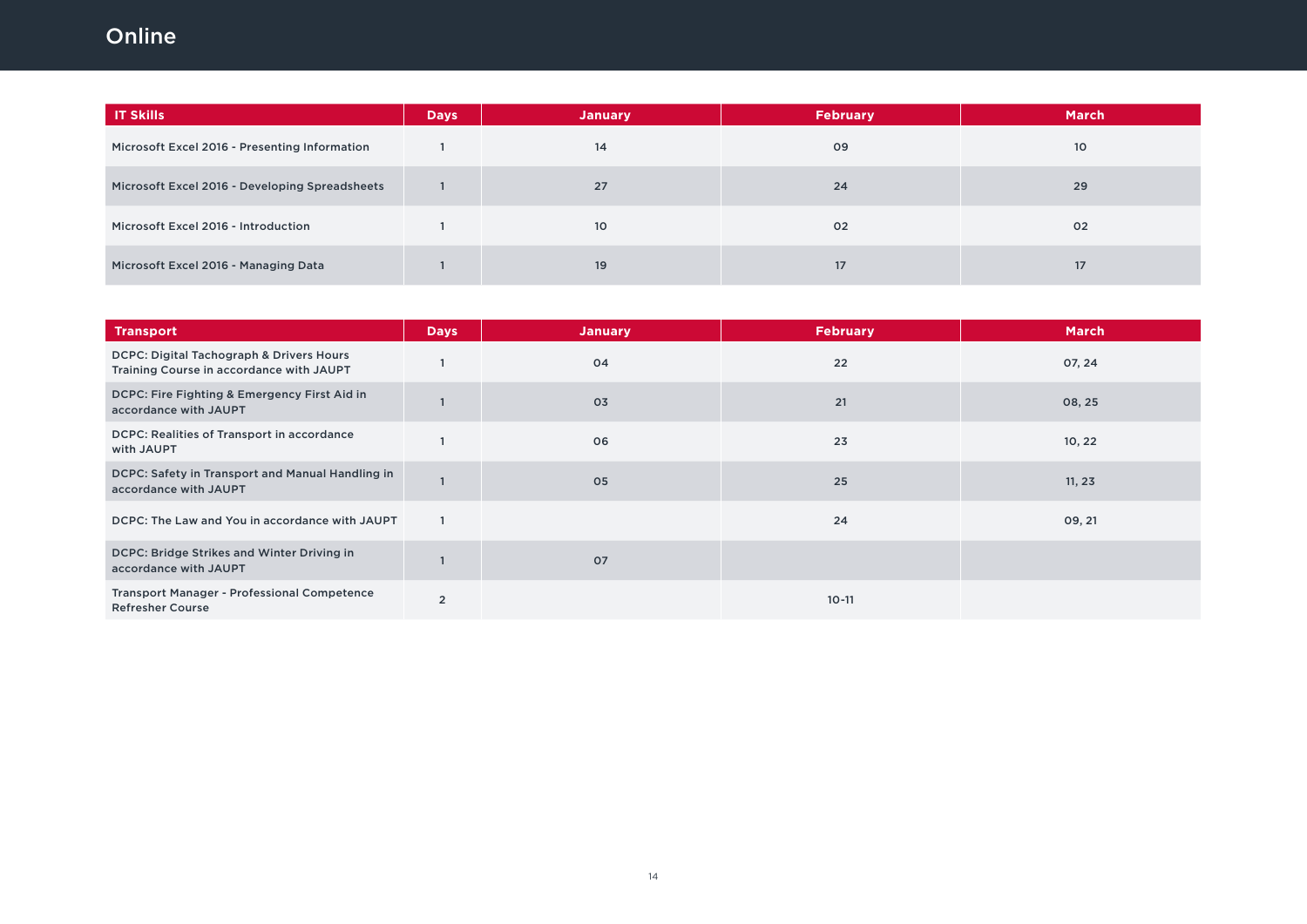# Online

| IT Skills | Days | January | February | March |
| --- | --- | --- | --- | --- |
| Microsoft Excel 2016 - Presenting Information | 1 | 14 | 09 | 10 |
| Microsoft Excel 2016 - Developing Spreadsheets | 1 | 27 | 24 | 29 |
| Microsoft Excel 2016 - Introduction | 1 | 10 | 02 | 02 |
| Microsoft Excel 2016 - Managing Data | 1 | 19 | 17 | 17 |

| Transport | Days | January | February | March |
| --- | --- | --- | --- | --- |
| DCPC: Digital Tachograph & Drivers Hours Training Course in accordance with JAUPT | 1 | 04 | 22 | 07, 24 |
| DCPC: Fire Fighting & Emergency First Aid in accordance with JAUPT | 1 | 03 | 21 | 08, 25 |
| DCPC: Realities of Transport in accordance with JAUPT | 1 | 06 | 23 | 10, 22 |
| DCPC: Safety in Transport and Manual Handling in accordance with JAUPT | 1 | 05 | 25 | 11, 23 |
| DCPC: The Law and You in accordance with JAUPT | 1 | | 24 | 09, 21 |
| DCPC: Bridge Strikes and Winter Driving in accordance with JAUPT | 1 | 07 | | |
| Transport Manager - Professional Competence Refresher Course | 2 | | 10-11 | |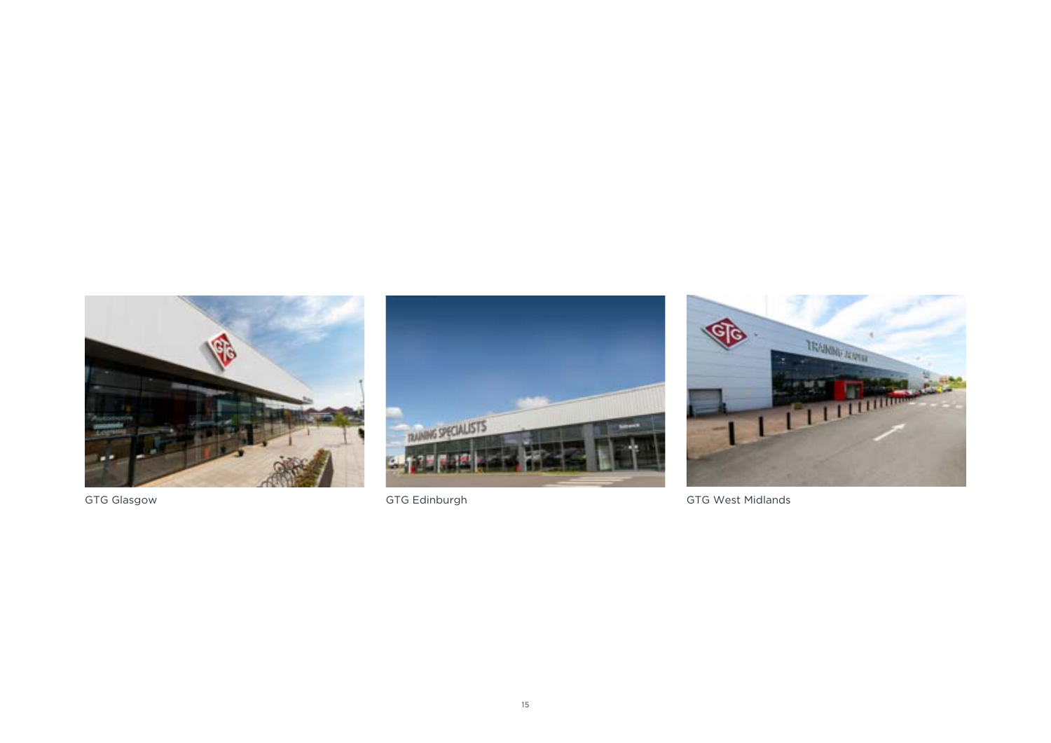GTG Glasgow

GTG Edinburgh

GTG West Midlands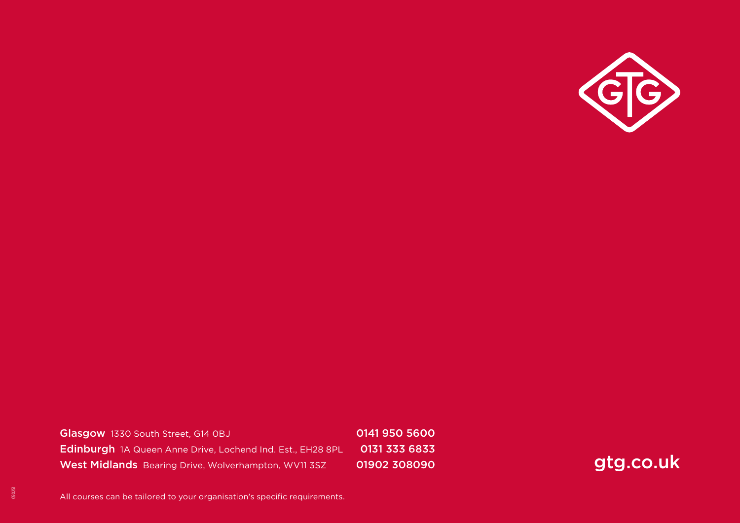**Glasgow** 1330 South Street, G14 0BJ 0141 950 5600

**Edinburgh** 1A Queen Anne Drive, Lochend Ind. Est., EH28 8PL 0131 333 6833

**West Midlands** Bearing Drive, Wolverhampton, WV11 3SZ 01902 308090

gtg.co.uk

All courses can be tailored to your organisation's specific requirements.

05025